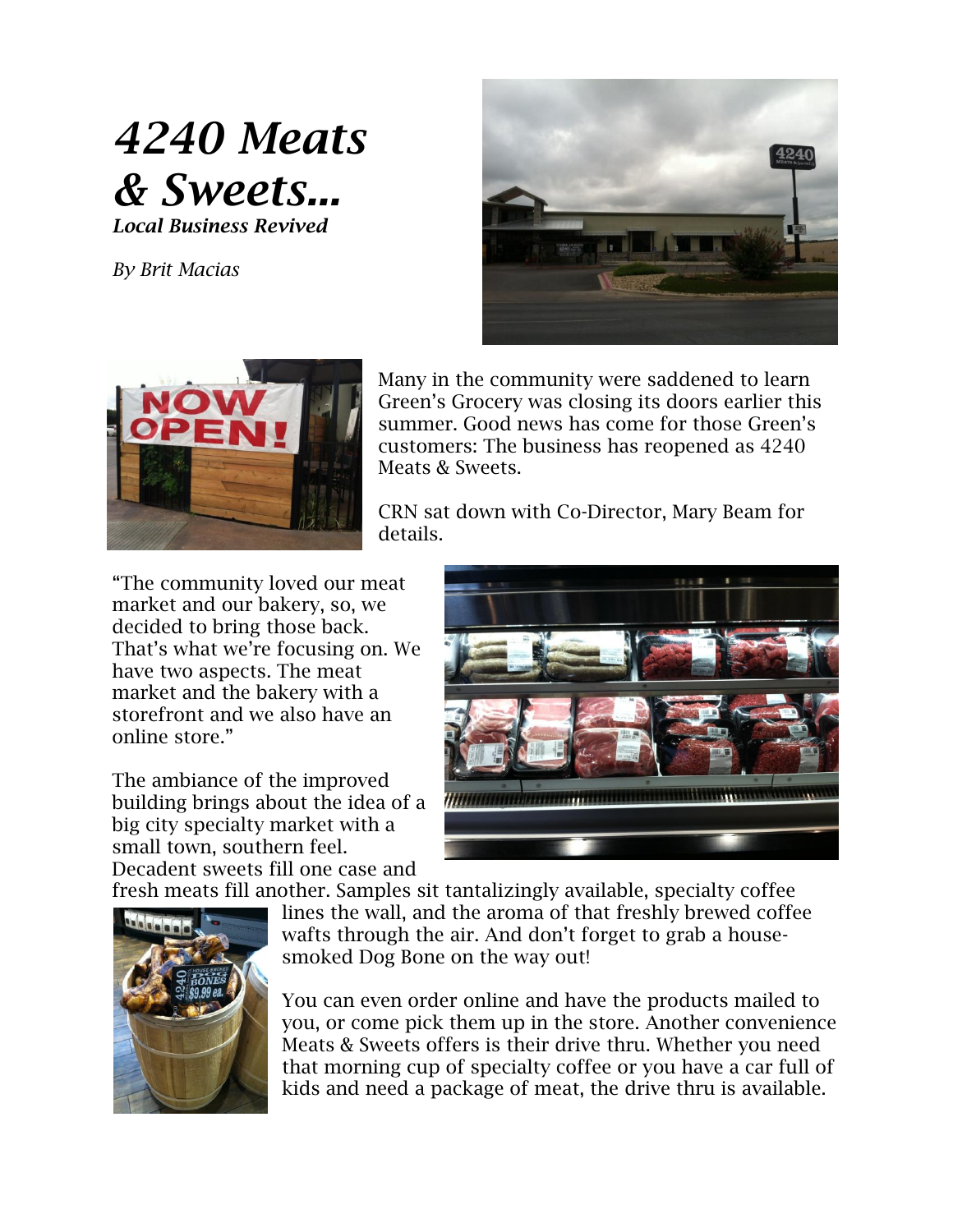# *4240 Meats & Sweets...*

***Local Business Revived***

*By Brit Macias*

Many in the community were saddened to learn Green's Grocery was closing its doors earlier this summer. Good news has come for those Green's customers: The business has reopened as 4240 Meats & Sweets.

CRN sat down with Co-Director, Mary Beam for details.

"The community loved our meat market and our bakery, so, we decided to bring those back. That's what we're focusing on. We have two aspects. The meat market and the bakery with a storefront and we also have an online store."

The ambiance of the improved building brings about the idea of a big city specialty market with a small town, southern feel. Decadent sweets fill one case and fresh meats fill another. Samples sit tantalizingly available, specialty coffee lines the wall, and the aroma of that freshly brewed coffee wafts through the air. And don't forget to grab a house-smoked Dog Bone on the way out!

You can even order online and have the products mailed to you, or come pick them up in the store. Another convenience Meats & Sweets offers is their drive thru. Whether you need that morning cup of specialty coffee or you have a car full of kids and need a package of meat, the drive thru is available.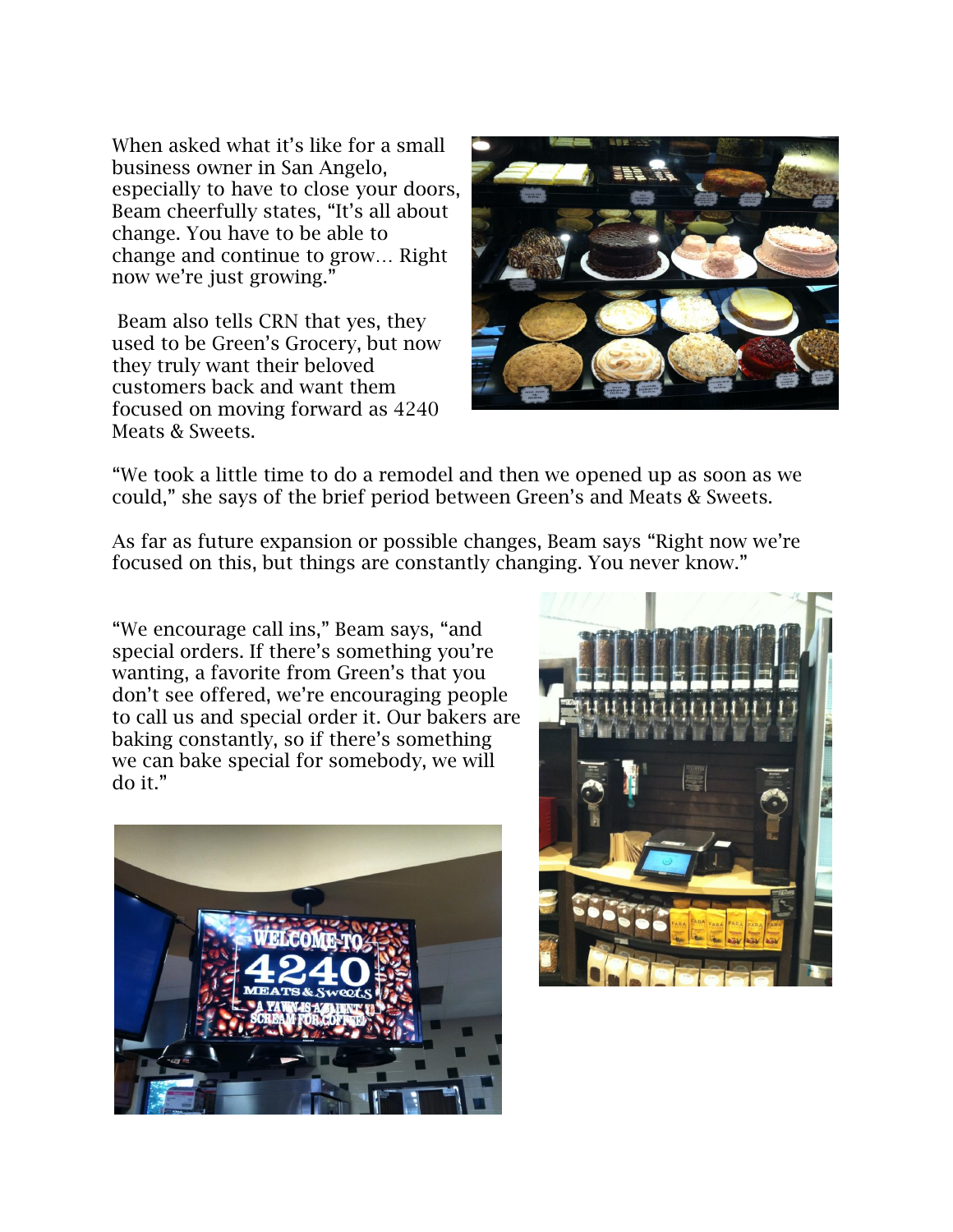When asked what it's like for a small business owner in San Angelo, especially to have to close your doors, Beam cheerfully states, "It's all about change. You have to be able to change and continue to grow… Right now we're just growing."

Beam also tells CRN that yes, they used to be Green's Grocery, but now they truly want their beloved customers back and want them focused on moving forward as 4240 Meats & Sweets.

"We took a little time to do a remodel and then we opened up as soon as we could," she says of the brief period between Green's and Meats & Sweets.

As far as future expansion or possible changes, Beam says "Right now we're focused on this, but things are constantly changing. You never know."

"We encourage call ins," Beam says, "and special orders. If there's something you're wanting, a favorite from Green's that you don't see offered, we're encouraging people to call us and special order it. Our bakers are baking constantly, so if there's something we can bake special for somebody, we will do it."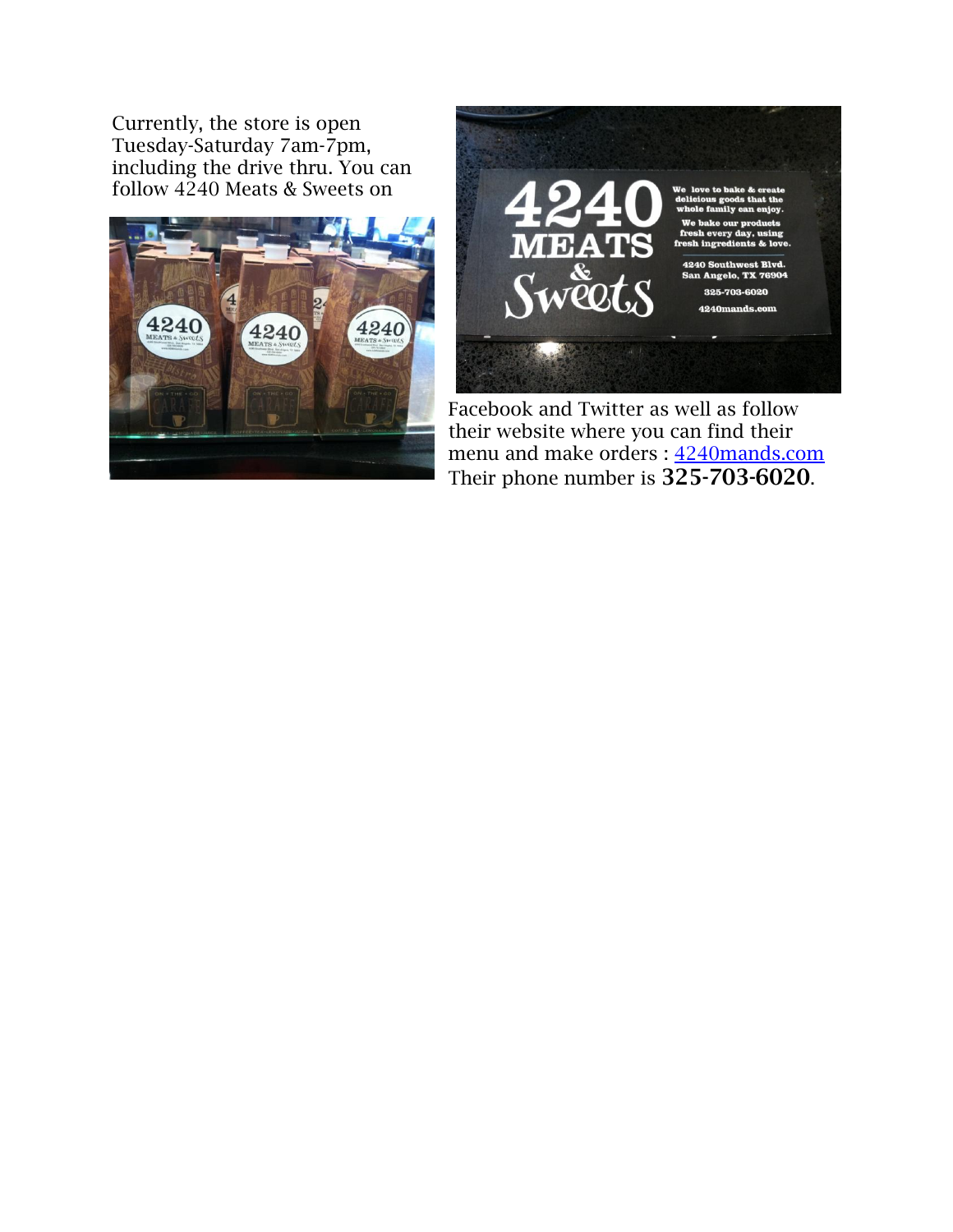Currently, the store is open Tuesday-Saturday 7am-7pm, including the drive thru. You can follow 4240 Meats & Sweets on Facebook and Twitter as well as follow their website where you can find their menu and make orders : [4240mands.com](http://4240mands.com) Their phone number is 325-703-6020.